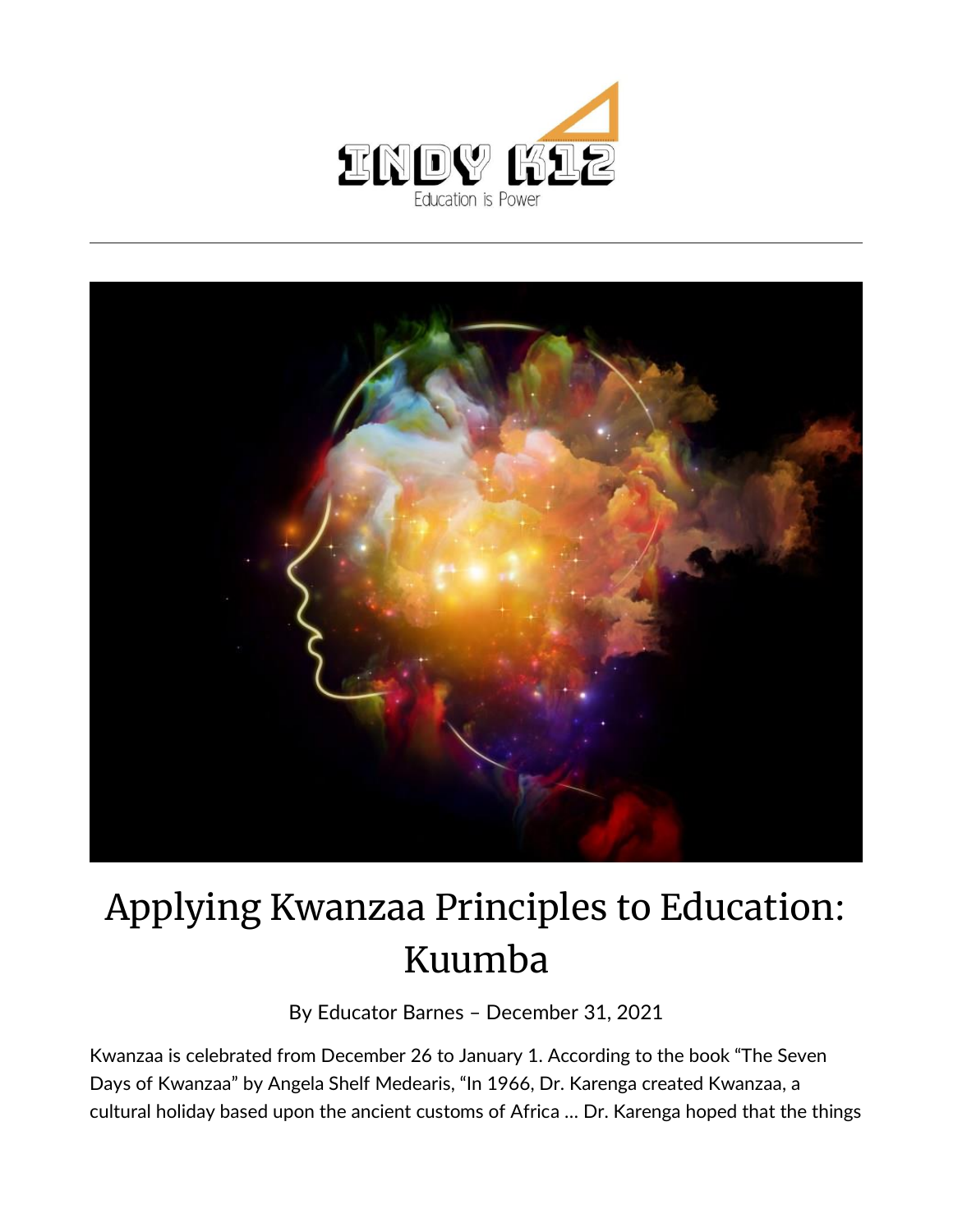# Applying Kwanzaa Principles to Education: Kuumba

By Educator Barnes – December 31, 2021

Kwanzaa is celebrated from December 26 to January 1. According to the book "The Seven Days of Kwanzaa" by Angela Shelf Medearis, "In 1966, Dr. Karenga created Kwanzaa, a cultural holiday based upon the ancient customs of Africa … Dr. Karenga hoped that the things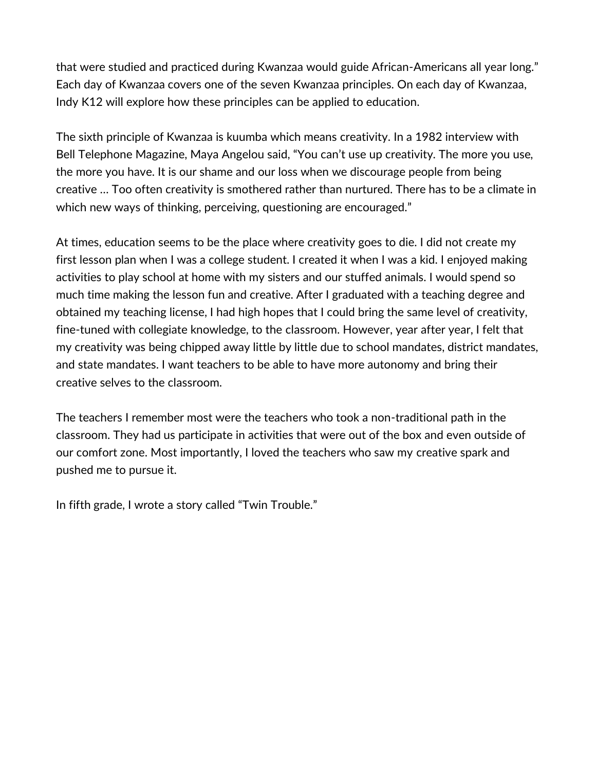that were studied and practiced during Kwanzaa would guide African-Americans all year long." Each day of Kwanzaa covers one of the seven Kwanzaa principles. On each day of Kwanzaa, Indy K12 will explore how these principles can be applied to education.

The sixth principle of Kwanzaa is kuumba which means creativity. In a 1982 interview with Bell Telephone Magazine, Maya Angelou said, "You can't use up creativity. The more you use, the more you have. It is our shame and our loss when we discourage people from being creative … Too often creativity is smothered rather than nurtured. There has to be a climate in which new ways of thinking, perceiving, questioning are encouraged."

At times, education seems to be the place where creativity goes to die. I did not create my first lesson plan when I was a college student. I created it when I was a kid. I enjoyed making activities to play school at home with my sisters and our stuffed animals. I would spend so much time making the lesson fun and creative. After I graduated with a teaching degree and obtained my teaching license, I had high hopes that I could bring the same level of creativity, fine-tuned with collegiate knowledge, to the classroom. However, year after year, I felt that my creativity was being chipped away little by little due to school mandates, district mandates, and state mandates. I want teachers to be able to have more autonomy and bring their creative selves to the classroom.

The teachers I remember most were the teachers who took a non-traditional path in the classroom. They had us participate in activities that were out of the box and even outside of our comfort zone. Most importantly, I loved the teachers who saw my creative spark and pushed me to pursue it.

In fifth grade, I wrote a story called "Twin Trouble."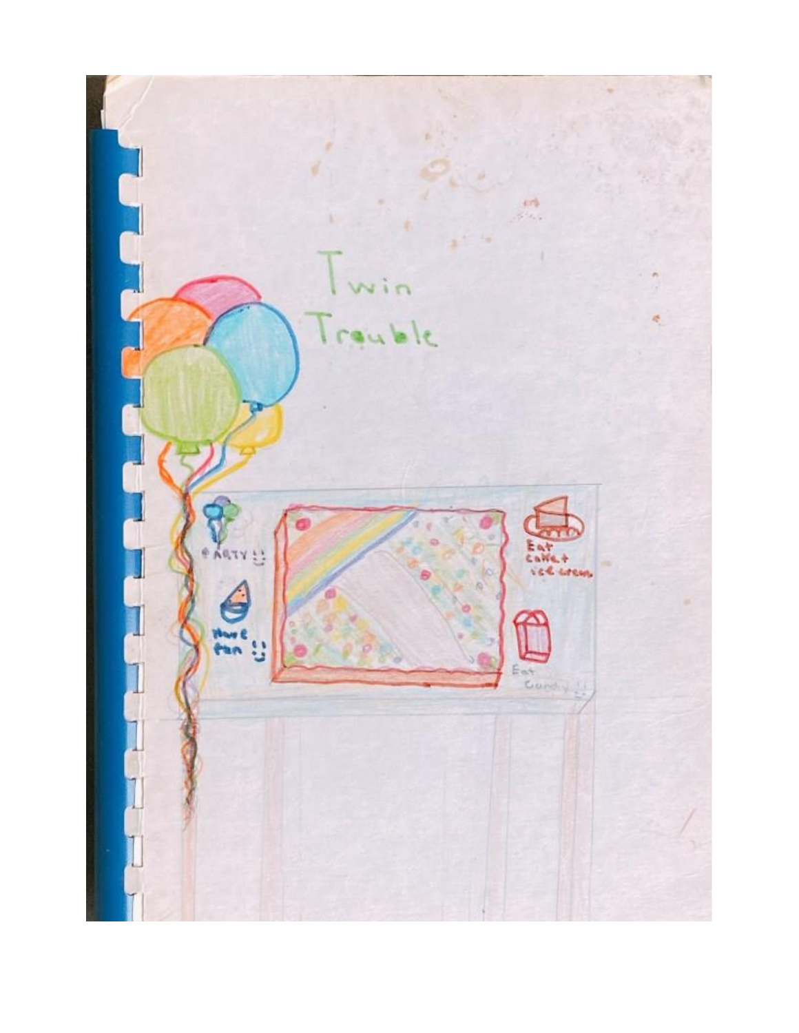# Twin Trouble

PARTY !!

Have fun !!

Eat cake + ice cream

Eat Candy !!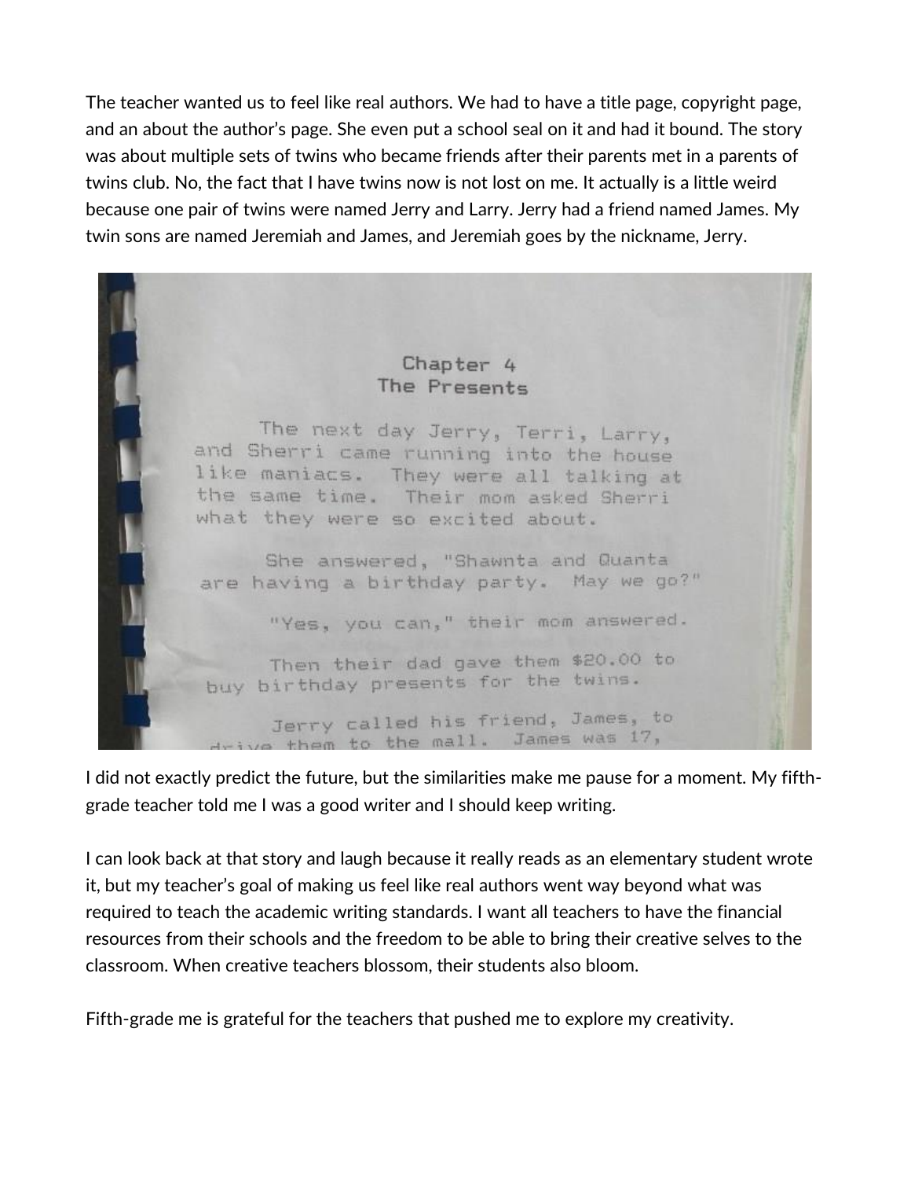The teacher wanted us to feel like real authors. We had to have a title page, copyright page, and an about the author's page. She even put a school seal on it and had it bound. The story was about multiple sets of twins who became friends after their parents met in a parents of twins club. No, the fact that I have twins now is not lost on me. It actually is a little weird because one pair of twins were named Jerry and Larry. Jerry had a friend named James. My twin sons are named Jeremiah and James, and Jeremiah goes by the nickname, Jerry.

> **Chapter 4**
> **The Presents**
>
> The next day Jerry, Terri, Larry, and Sherri came running into the house like maniacs. They were all talking at the same time. Their mom asked Sherri what they were so excited about.
>
> She answered, "Shawnta and Quanta are having a birthday party. May we go?"
>
> "Yes, you can," their mom answered.
>
> Then their dad gave them $20.00 to buy birthday presents for the twins.
>
> Jerry called his friend, James, to drive them to the mall. James was 17,

I did not exactly predict the future, but the similarities make me pause for a moment. My fifth-grade teacher told me I was a good writer and I should keep writing.

I can look back at that story and laugh because it really reads as an elementary student wrote it, but my teacher's goal of making us feel like real authors went way beyond what was required to teach the academic writing standards. I want all teachers to have the financial resources from their schools and the freedom to be able to bring their creative selves to the classroom. When creative teachers blossom, their students also bloom.

Fifth-grade me is grateful for the teachers that pushed me to explore my creativity.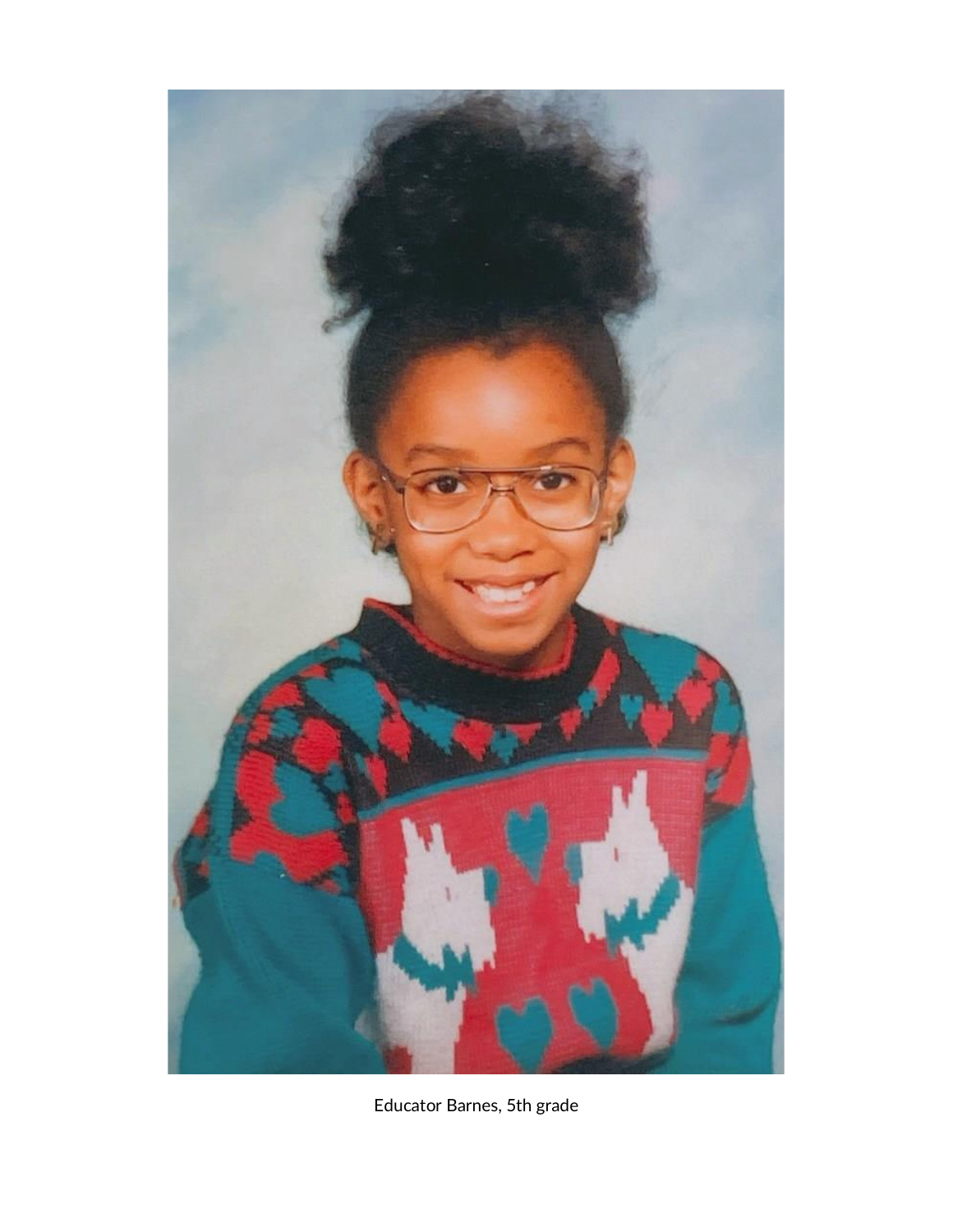Educator Barnes, 5th grade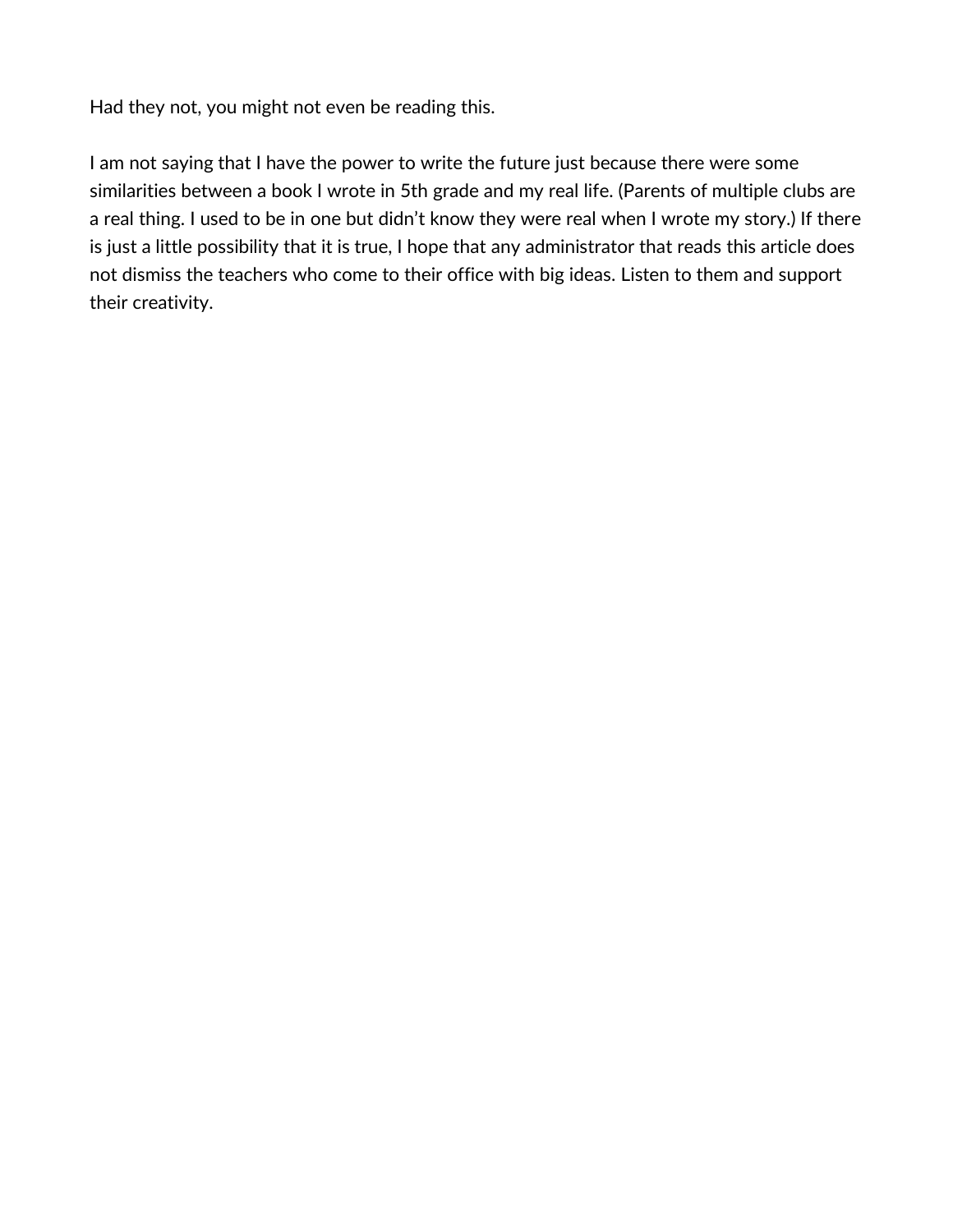Had they not, you might not even be reading this.

I am not saying that I have the power to write the future just because there were some similarities between a book I wrote in 5th grade and my real life. (Parents of multiple clubs are a real thing. I used to be in one but didn't know they were real when I wrote my story.) If there is just a little possibility that it is true, I hope that any administrator that reads this article does not dismiss the teachers who come to their office with big ideas. Listen to them and support their creativity.